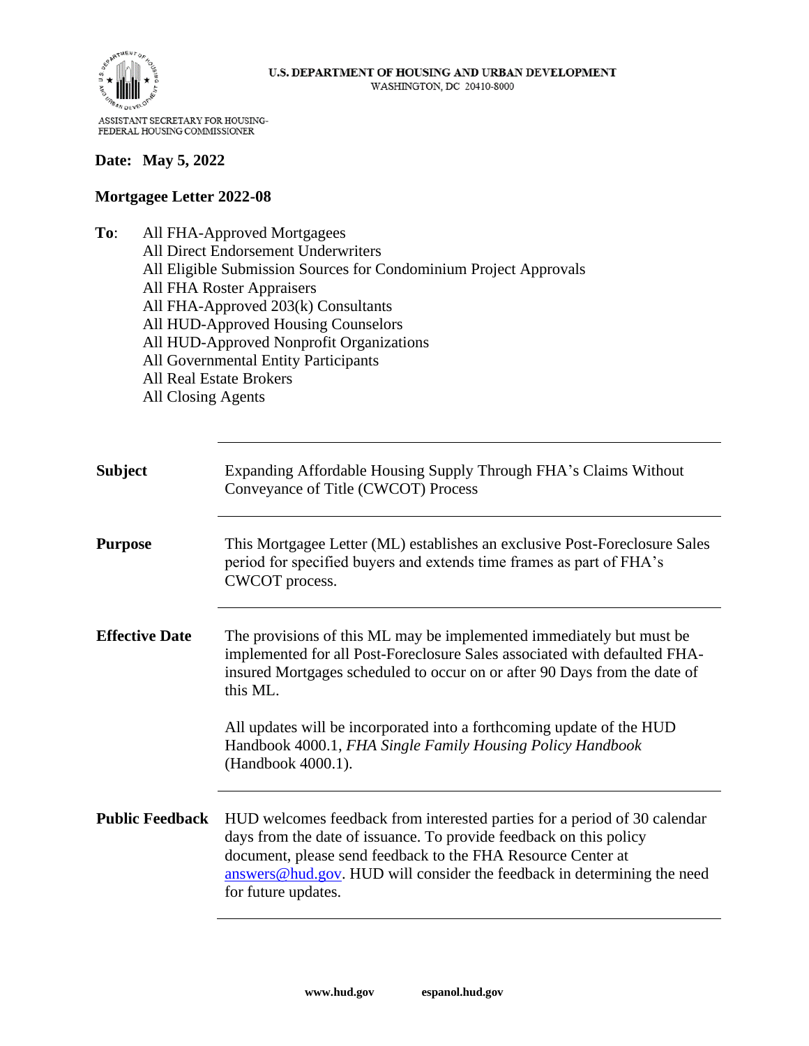U.S. DEPARTMENT OF HOUSING AND URBAN DEVELOPMENT
WASHINGTON, DC 20410-8000

ASSISTANT SECRETARY FOR HOUSING-
FEDERAL HOUSING COMMISSIONER

**Date: May 5, 2022**

**Mortgagee Letter 2022-08**

**To**: All FHA-Approved Mortgagees
All Direct Endorsement Underwriters
All Eligible Submission Sources for Condominium Project Approvals
All FHA Roster Appraisers
All FHA-Approved 203(k) Consultants
All HUD-Approved Housing Counselors
All HUD-Approved Nonprofit Organizations
All Governmental Entity Participants
All Real Estate Brokers
All Closing Agents

| | |
|---|---|
| **Subject** | Expanding Affordable Housing Supply Through FHA's Claims Without Conveyance of Title (CWCOT) Process |
| **Purpose** | This Mortgagee Letter (ML) establishes an exclusive Post-Foreclosure Sales period for specified buyers and extends time frames as part of FHA's CWCOT process. |
| **Effective Date** | The provisions of this ML may be implemented immediately but must be implemented for all Post-Foreclosure Sales associated with defaulted FHA-insured Mortgages scheduled to occur on or after 90 Days from the date of this ML.<br><br>All updates will be incorporated into a forthcoming update of the HUD Handbook 4000.1, *FHA Single Family Housing Policy Handbook* (Handbook 4000.1). |
| **Public Feedback** | HUD welcomes feedback from interested parties for a period of 30 calendar days from the date of issuance. To provide feedback on this policy document, please send feedback to the FHA Resource Center at answers@hud.gov. HUD will consider the feedback in determining the need for future updates. |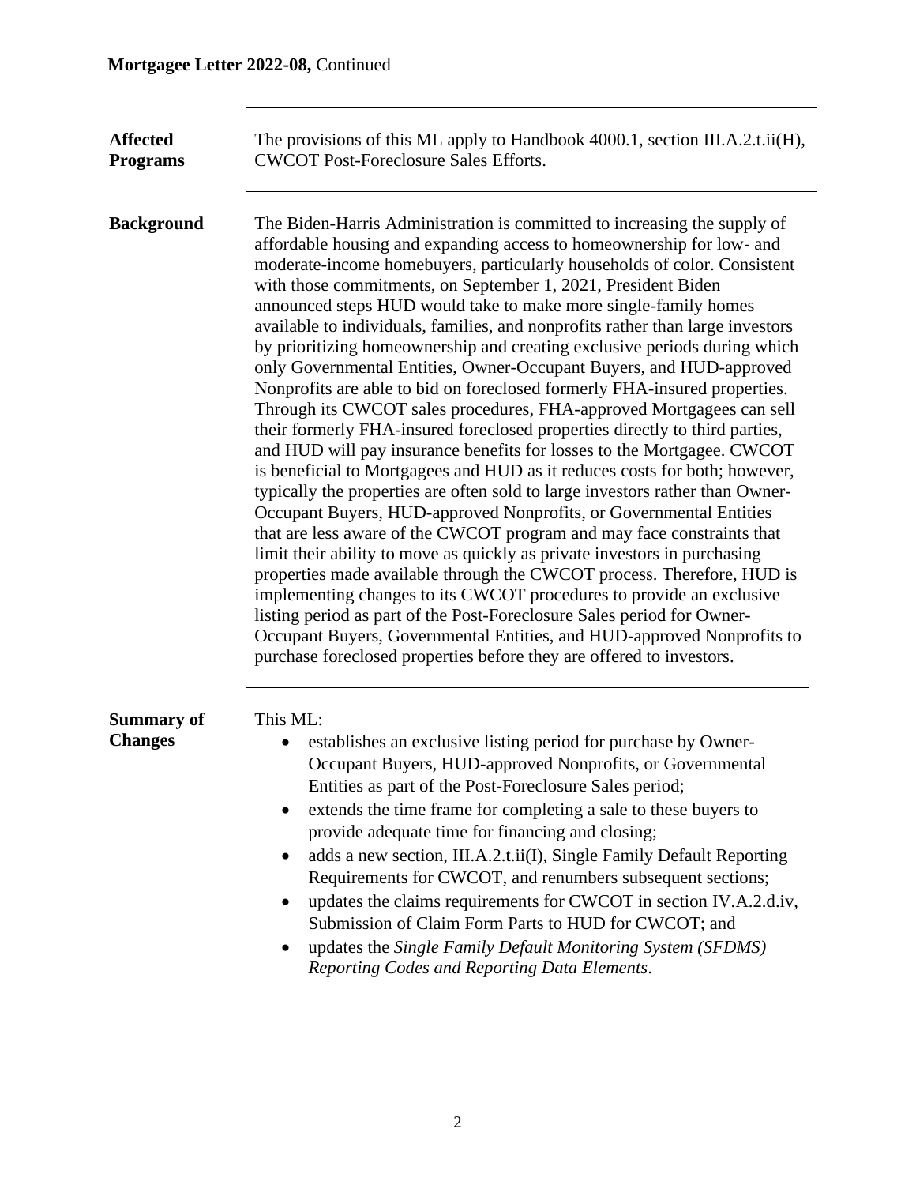**Affected Programs**

The provisions of this ML apply to Handbook 4000.1, section III.A.2.t.ii(H), CWCOT Post-Foreclosure Sales Efforts.

**Background**

The Biden-Harris Administration is committed to increasing the supply of affordable housing and expanding access to homeownership for low- and moderate-income homebuyers, particularly households of color. Consistent with those commitments, on September 1, 2021, President Biden announced steps HUD would take to make more single-family homes available to individuals, families, and nonprofits rather than large investors by prioritizing homeownership and creating exclusive periods during which only Governmental Entities, Owner-Occupant Buyers, and HUD-approved Nonprofits are able to bid on foreclosed formerly FHA-insured properties. Through its CWCOT sales procedures, FHA-approved Mortgagees can sell their formerly FHA-insured foreclosed properties directly to third parties, and HUD will pay insurance benefits for losses to the Mortgagee. CWCOT is beneficial to Mortgagees and HUD as it reduces costs for both; however, typically the properties are often sold to large investors rather than Owner-Occupant Buyers, HUD-approved Nonprofits, or Governmental Entities that are less aware of the CWCOT program and may face constraints that limit their ability to move as quickly as private investors in purchasing properties made available through the CWCOT process. Therefore, HUD is implementing changes to its CWCOT procedures to provide an exclusive listing period as part of the Post-Foreclosure Sales period for Owner-Occupant Buyers, Governmental Entities, and HUD-approved Nonprofits to purchase foreclosed properties before they are offered to investors.

**Summary of Changes**

This ML:

- establishes an exclusive listing period for purchase by Owner-Occupant Buyers, HUD-approved Nonprofits, or Governmental Entities as part of the Post-Foreclosure Sales period;
- extends the time frame for completing a sale to these buyers to provide adequate time for financing and closing;
- adds a new section, III.A.2.t.ii(I), Single Family Default Reporting Requirements for CWCOT, and renumbers subsequent sections;
- updates the claims requirements for CWCOT in section IV.A.2.d.iv, Submission of Claim Form Parts to HUD for CWCOT; and
- updates the *Single Family Default Monitoring System (SFDMS) Reporting Codes and Reporting Data Elements*.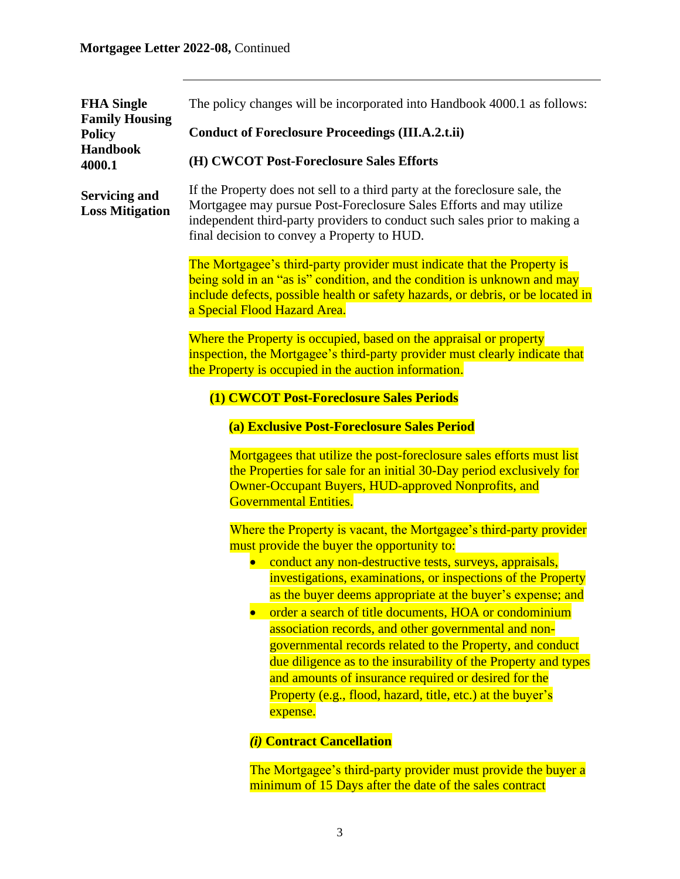**FHA Single Family Housing Policy Handbook 4000.1**

The policy changes will be incorporated into Handbook 4000.1 as follows:

**Conduct of Foreclosure Proceedings (III.A.2.t.ii)**

**(H) CWCOT Post-Foreclosure Sales Efforts**

**Servicing and Loss Mitigation**

If the Property does not sell to a third party at the foreclosure sale, the Mortgagee may pursue Post-Foreclosure Sales Efforts and may utilize independent third-party providers to conduct such sales prior to making a final decision to convey a Property to HUD.

The Mortgagee's third-party provider must indicate that the Property is being sold in an "as is" condition, and the condition is unknown and may include defects, possible health or safety hazards, or debris, or be located in a Special Flood Hazard Area.

Where the Property is occupied, based on the appraisal or property inspection, the Mortgagee's third-party provider must clearly indicate that the Property is occupied in the auction information.

**(1) CWCOT Post-Foreclosure Sales Periods**

**(a) Exclusive Post-Foreclosure Sales Period**

Mortgagees that utilize the post-foreclosure sales efforts must list the Properties for sale for an initial 30-Day period exclusively for Owner-Occupant Buyers, HUD-approved Nonprofits, and Governmental Entities.

Where the Property is vacant, the Mortgagee's third-party provider must provide the buyer the opportunity to:

- conduct any non-destructive tests, surveys, appraisals, investigations, examinations, or inspections of the Property as the buyer deems appropriate at the buyer's expense; and
- order a search of title documents, HOA or condominium association records, and other governmental and non-governmental records related to the Property, and conduct due diligence as to the insurability of the Property and types and amounts of insurance required or desired for the Property (e.g., flood, hazard, title, etc.) at the buyer's expense.

***(i)* Contract Cancellation**

The Mortgagee's third-party provider must provide the buyer a minimum of 15 Days after the date of the sales contract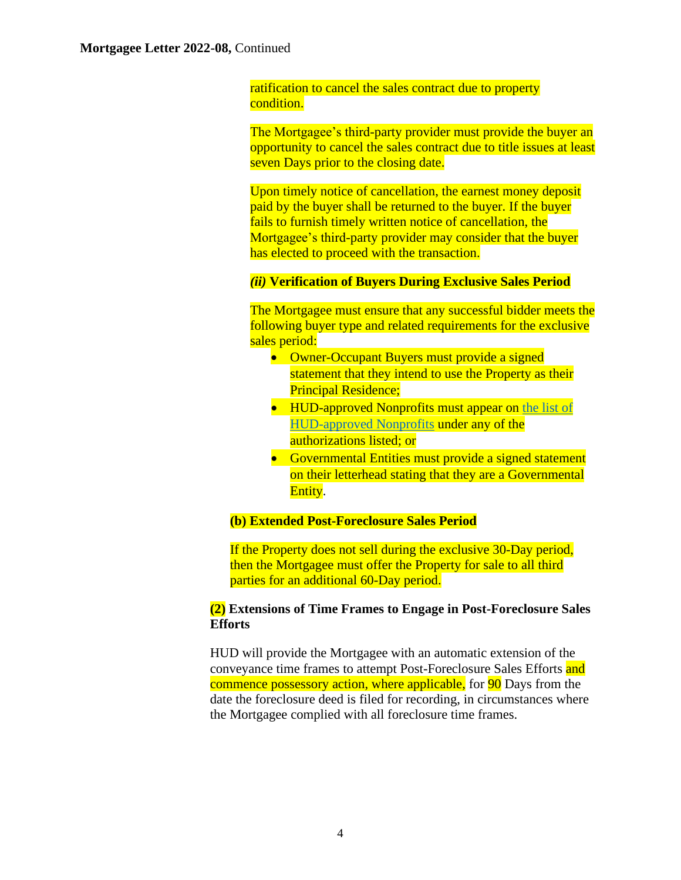ratification to cancel the sales contract due to property condition.

The Mortgagee's third-party provider must provide the buyer an opportunity to cancel the sales contract due to title issues at least seven Days prior to the closing date.

Upon timely notice of cancellation, the earnest money deposit paid by the buyer shall be returned to the buyer. If the buyer fails to furnish timely written notice of cancellation, the Mortgagee's third-party provider may consider that the buyer has elected to proceed with the transaction.

***(ii)* Verification of Buyers During Exclusive Sales Period**

The Mortgagee must ensure that any successful bidder meets the following buyer type and related requirements for the exclusive sales period:

- Owner-Occupant Buyers must provide a signed statement that they intend to use the Property as their Principal Residence;
- HUD-approved Nonprofits must appear on the list of HUD-approved Nonprofits under any of the authorizations listed; or
- Governmental Entities must provide a signed statement on their letterhead stating that they are a Governmental Entity.

**(b) Extended Post-Foreclosure Sales Period**

If the Property does not sell during the exclusive 30-Day period, then the Mortgagee must offer the Property for sale to all third parties for an additional 60-Day period.

**(2) Extensions of Time Frames to Engage in Post-Foreclosure Sales Efforts**

HUD will provide the Mortgagee with an automatic extension of the conveyance time frames to attempt Post-Foreclosure Sales Efforts and commence possessory action, where applicable, for 90 Days from the date the foreclosure deed is filed for recording, in circumstances where the Mortgagee complied with all foreclosure time frames.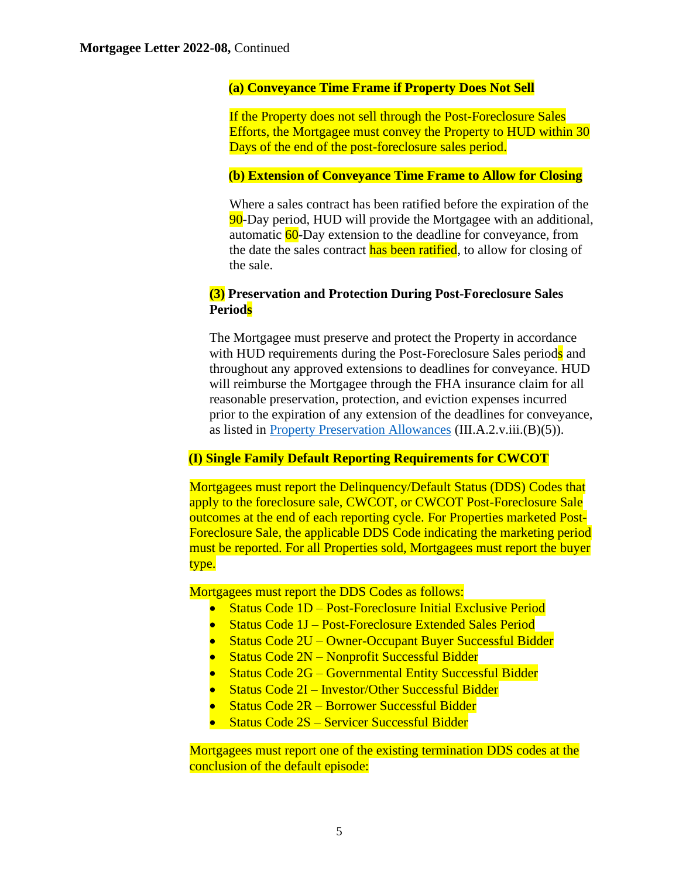**(a) Conveyance Time Frame if Property Does Not Sell**

If the Property does not sell through the Post-Foreclosure Sales Efforts, the Mortgagee must convey the Property to HUD within 30 Days of the end of the post-foreclosure sales period.

**(b) Extension of Conveyance Time Frame to Allow for Closing**

Where a sales contract has been ratified before the expiration of the 90-Day period, HUD will provide the Mortgagee with an additional, automatic 60-Day extension to the deadline for conveyance, from the date the sales contract has been ratified, to allow for closing of the sale.

**(3) Preservation and Protection During Post-Foreclosure Sales Periods**

The Mortgagee must preserve and protect the Property in accordance with HUD requirements during the Post-Foreclosure Sales periods and throughout any approved extensions to deadlines for conveyance. HUD will reimburse the Mortgagee through the FHA insurance claim for all reasonable preservation, protection, and eviction expenses incurred prior to the expiration of any extension of the deadlines for conveyance, as listed in Property Preservation Allowances (III.A.2.v.iii.(B)(5)).

**(I) Single Family Default Reporting Requirements for CWCOT**

Mortgagees must report the Delinquency/Default Status (DDS) Codes that apply to the foreclosure sale, CWCOT, or CWCOT Post-Foreclosure Sale outcomes at the end of each reporting cycle. For Properties marketed Post-Foreclosure Sale, the applicable DDS Code indicating the marketing period must be reported. For all Properties sold, Mortgagees must report the buyer type.

Mortgagees must report the DDS Codes as follows:

- Status Code 1D – Post-Foreclosure Initial Exclusive Period
- Status Code 1J – Post-Foreclosure Extended Sales Period
- Status Code 2U – Owner-Occupant Buyer Successful Bidder
- Status Code 2N – Nonprofit Successful Bidder
- Status Code 2G – Governmental Entity Successful Bidder
- Status Code 2I – Investor/Other Successful Bidder
- Status Code 2R – Borrower Successful Bidder
- Status Code 2S – Servicer Successful Bidder

Mortgagees must report one of the existing termination DDS codes at the conclusion of the default episode: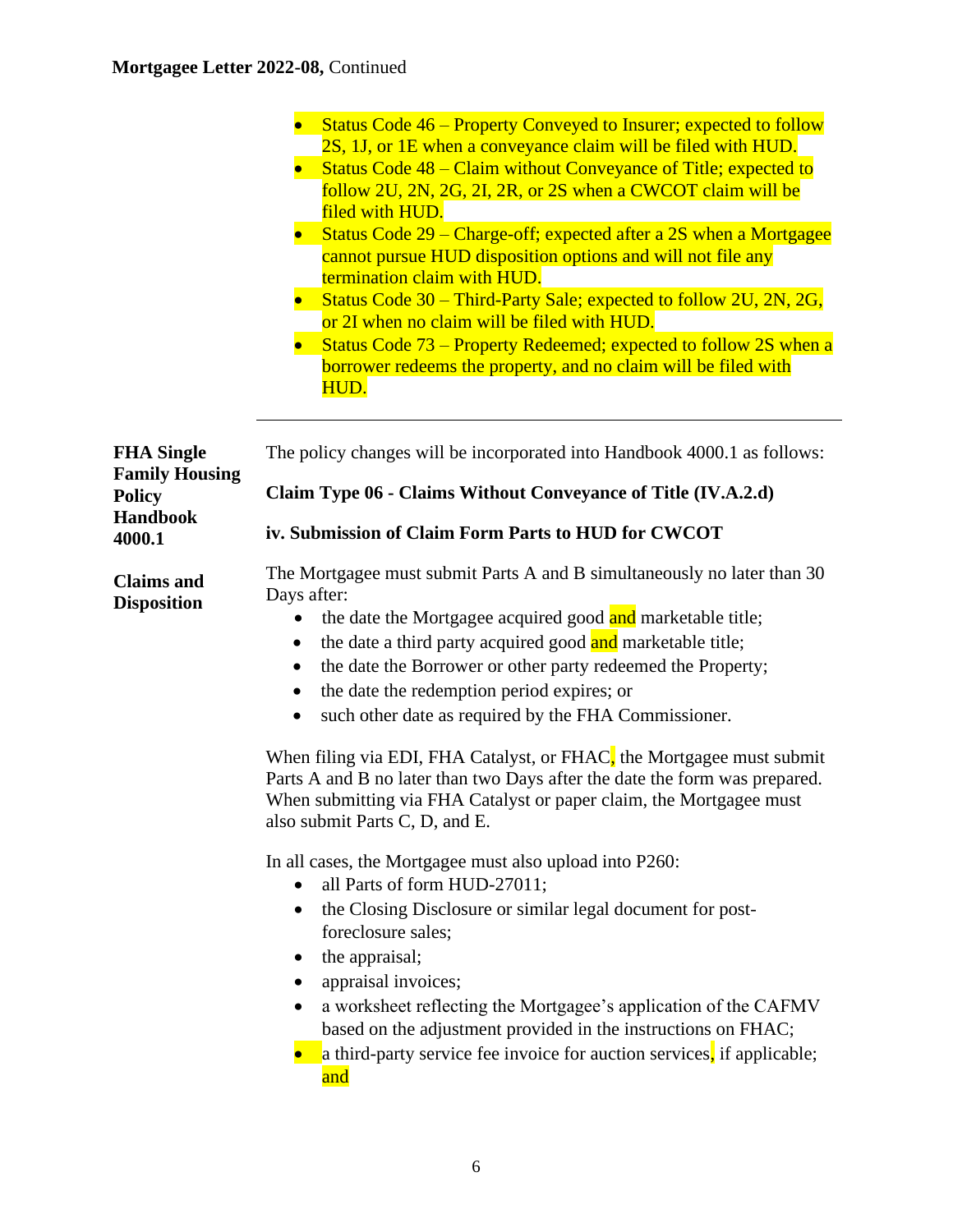- Status Code 46 – Property Conveyed to Insurer; expected to follow 2S, 1J, or 1E when a conveyance claim will be filed with HUD.
- Status Code 48 – Claim without Conveyance of Title; expected to follow 2U, 2N, 2G, 2I, 2R, or 2S when a CWCOT claim will be filed with HUD.
- Status Code 29 – Charge-off; expected after a 2S when a Mortgagee cannot pursue HUD disposition options and will not file any termination claim with HUD.
- Status Code 30 – Third-Party Sale; expected to follow 2U, 2N, 2G, or 2I when no claim will be filed with HUD.
- Status Code 73 – Property Redeemed; expected to follow 2S when a borrower redeems the property, and no claim will be filed with HUD.

---

**FHA Single Family Housing Policy Handbook 4000.1**

**Claims and Disposition**

The policy changes will be incorporated into Handbook 4000.1 as follows:

**Claim Type 06 - Claims Without Conveyance of Title (IV.A.2.d)**

**iv. Submission of Claim Form Parts to HUD for CWCOT**

The Mortgagee must submit Parts A and B simultaneously no later than 30 Days after:

- the date the Mortgagee acquired good and marketable title;
- the date a third party acquired good and marketable title;
- the date the Borrower or other party redeemed the Property;
- the date the redemption period expires; or
- such other date as required by the FHA Commissioner.

When filing via EDI, FHA Catalyst, or FHAC, the Mortgagee must submit Parts A and B no later than two Days after the date the form was prepared. When submitting via FHA Catalyst or paper claim, the Mortgagee must also submit Parts C, D, and E.

In all cases, the Mortgagee must also upload into P260:

- all Parts of form HUD-27011;
- the Closing Disclosure or similar legal document for post-foreclosure sales;
- the appraisal;
- appraisal invoices;
- a worksheet reflecting the Mortgagee's application of the CAFMV based on the adjustment provided in the instructions on FHAC;
- a third-party service fee invoice for auction services, if applicable; and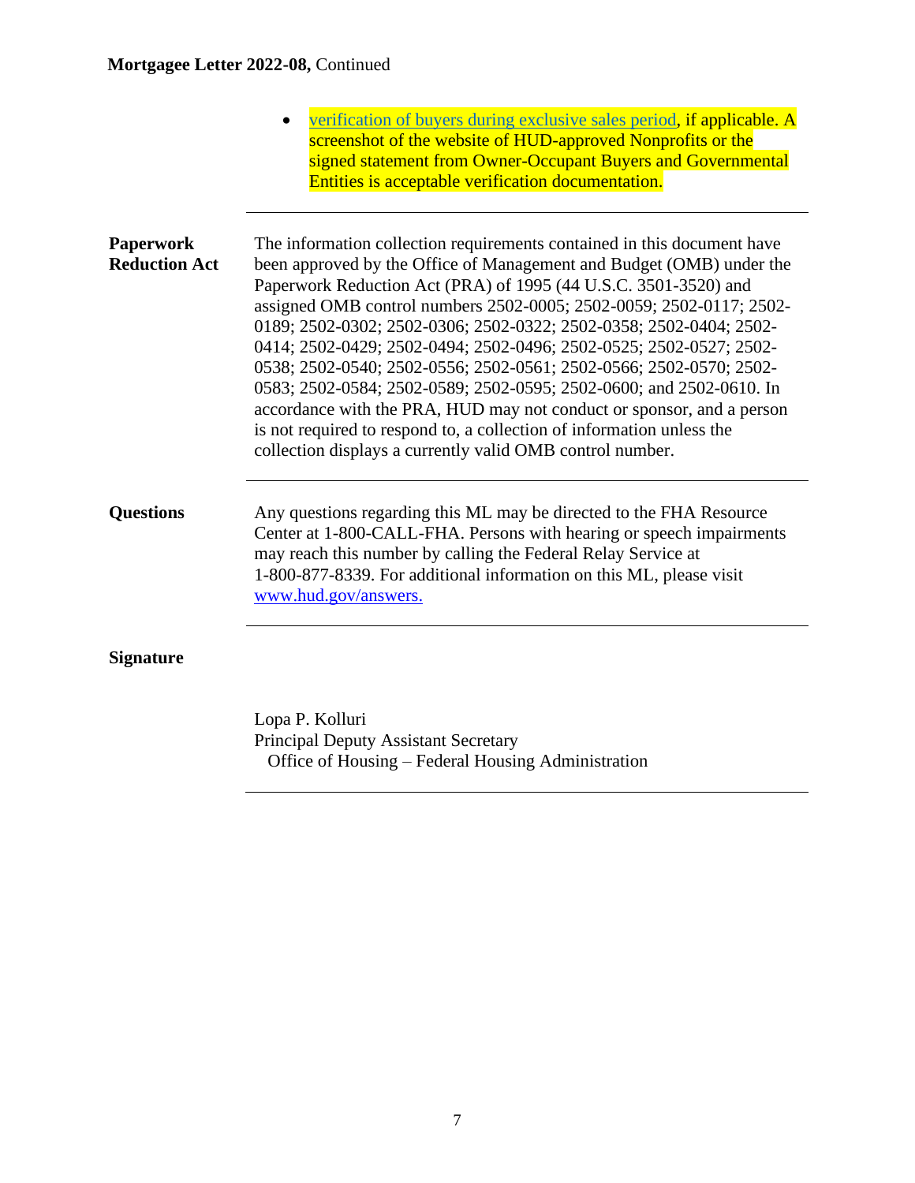- verification of buyers during exclusive sales period, if applicable. A screenshot of the website of HUD-approved Nonprofits or the signed statement from Owner-Occupant Buyers and Governmental Entities is acceptable verification documentation.

---

**Paperwork Reduction Act**

The information collection requirements contained in this document have been approved by the Office of Management and Budget (OMB) under the Paperwork Reduction Act (PRA) of 1995 (44 U.S.C. 3501-3520) and assigned OMB control numbers 2502-0005; 2502-0059; 2502-0117; 2502-0189; 2502-0302; 2502-0306; 2502-0322; 2502-0358; 2502-0404; 2502-0414; 2502-0429; 2502-0494; 2502-0496; 2502-0525; 2502-0527; 2502-0538; 2502-0540; 2502-0556; 2502-0561; 2502-0566; 2502-0570; 2502-0583; 2502-0584; 2502-0589; 2502-0595; 2502-0600; and 2502-0610. In accordance with the PRA, HUD may not conduct or sponsor, and a person is not required to respond to, a collection of information unless the collection displays a currently valid OMB control number.

---

**Questions**

Any questions regarding this ML may be directed to the FHA Resource Center at 1-800-CALL-FHA. Persons with hearing or speech impairments may reach this number by calling the Federal Relay Service at 1-800-877-8339. For additional information on this ML, please visit www.hud.gov/answers.

---

**Signature**

Lopa P. Kolluri
Principal Deputy Assistant Secretary
Office of Housing – Federal Housing Administration